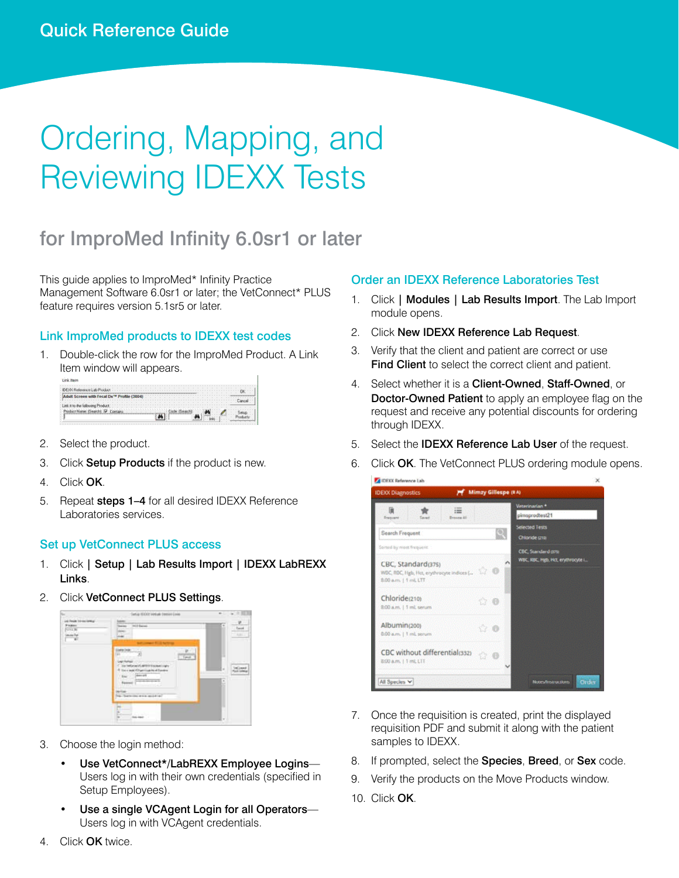Quick Reference Guide

# Ordering, Mapping, and Reviewing IDEXX Tests

## for ImproMed Infinity 6.0sr1 or later

This guide applies to ImproMed* Infinity Practice Management Software 6.0sr1 or later; the VetConnect* PLUS feature requires version 5.1sr5 or later.

### Link ImproMed products to IDEXX test codes

1. Double-click the row for the ImproMed Product. A Link Item window will appears.
2. Select the product.
3. Click **Setup Products** if the product is new.
4. Click **OK**.
5. Repeat **steps 1–4** for all desired IDEXX Reference Laboratories services.

### Set up VetConnect PLUS access

1. Click **| Setup | Lab Results Import | IDEXX LabREXX Links**.
2. Click **VetConnect PLUS Settings**.
3. Choose the login method:
   - **Use VetConnect*/LabREXX Employee Logins**—Users log in with their own credentials (specified in Setup Employees).
   - **Use a single VCAgent Login for all Operators**—Users log in with VCAgent credentials.
4. Click **OK** twice.

### Order an IDEXX Reference Laboratories Test

1. Click **| Modules | Lab Results Import**. The Lab Import module opens.
2. Click **New IDEXX Reference Lab Request**.
3. Verify that the client and patient are correct or use **Find Client** to select the correct client and patient.
4. Select whether it is a **Client-Owned**, **Staff-Owned**, or **Doctor-Owned Patient** to apply an employee flag on the request and receive any potential discounts for ordering through IDEXX.
5. Select the **IDEXX Reference Lab User** of the request.
6. Click **OK**. The VetConnect PLUS ordering module opens.
7. Once the requisition is created, print the displayed requisition PDF and submit it along with the patient samples to IDEXX.
8. If prompted, select the **Species**, **Breed**, or **Sex** code.
9. Verify the products on the Move Products window.
10. Click **OK**.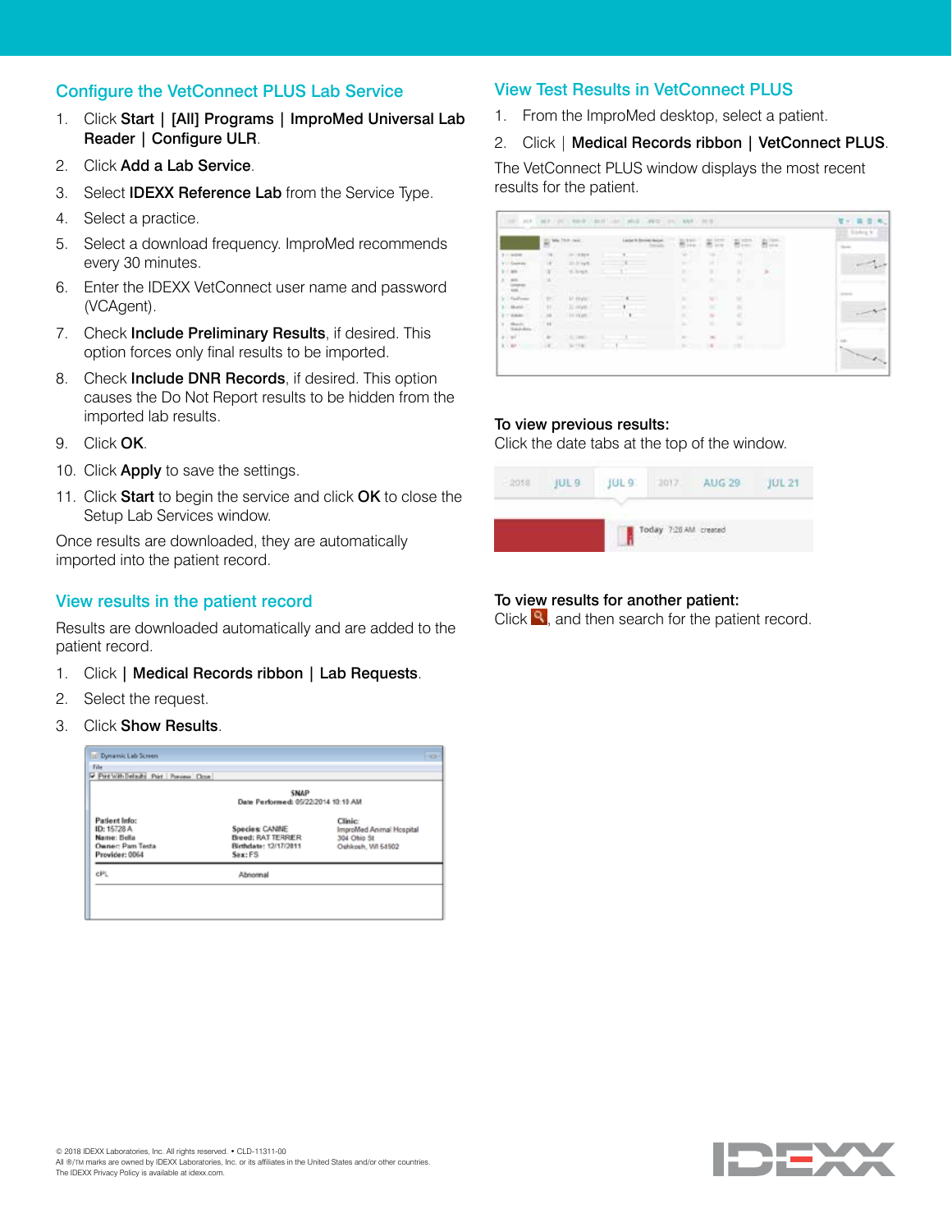## Configure the VetConnect PLUS Lab Service

1. Click **Start** | **[All] Programs** | **ImproMed Universal Lab Reader** | **Configure ULR**.
2. Click **Add a Lab Service**.
3. Select **IDEXX Reference Lab** from the Service Type.
4. Select a practice.
5. Select a download frequency. ImproMed recommends every 30 minutes.
6. Enter the IDEXX VetConnect user name and password (VCAgent).
7. Check **Include Preliminary Results**, if desired. This option forces only final results to be imported.
8. Check **Include DNR Records**, if desired. This option causes the Do Not Report results to be hidden from the imported lab results.
9. Click **OK**.
10. Click **Apply** to save the settings.
11. Click **Start** to begin the service and click **OK** to close the Setup Lab Services window.

Once results are downloaded, they are automatically imported into the patient record.

## View results in the patient record

Results are downloaded automatically and are added to the patient record.

1. Click | **Medical Records ribbon** | **Lab Requests**.
2. Select the request.
3. Click **Show Results**.

## View Test Results in VetConnect PLUS

1. From the ImproMed desktop, select a patient.
2. Click | **Medical Records ribbon** | **VetConnect PLUS**.

The VetConnect PLUS window displays the most recent results for the patient.

**To view previous results:**
Click the date tabs at the top of the window.

**To view results for another patient:**
Click , and then search for the patient record.